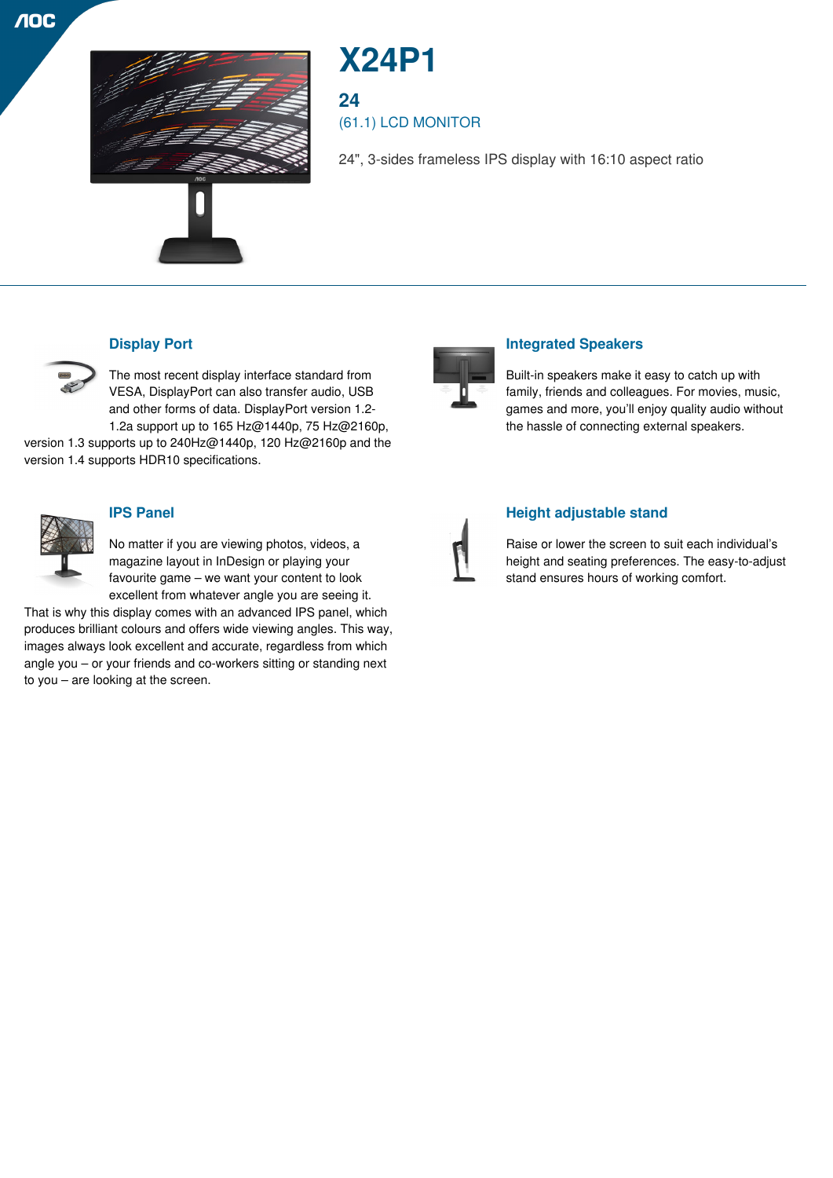# X24P1

## 24

(61.1) LCD MONITOR

24", 3-sides frameless IPS display with 16:10 aspect ratio

### Display Port

The most recent display interface standard from VESA, DisplayPort can also transfer audio, USB and other forms of data. DisplayPort version 1.2-1.2a support up to 165 Hz@1440p, 75 Hz@2160p, version 1.3 supports up to 240Hz@1440p, 120 Hz@2160p and the version 1.4 supports HDR10 specifications.

### Integrated Speakers

Built-in speakers make it easy to catch up with family, friends and colleagues. For movies, music, games and more, you'll enjoy quality audio without the hassle of connecting external speakers.

### IPS Panel

No matter if you are viewing photos, videos, a magazine layout in InDesign or playing your favourite game – we want your content to look excellent from whatever angle you are seeing it. That is why this display comes with an advanced IPS panel, which produces brilliant colours and offers wide viewing angles. This way, images always look excellent and accurate, regardless from which angle you – or your friends and co-workers sitting or standing next to you – are looking at the screen.

### Height adjustable stand

Raise or lower the screen to suit each individual's height and seating preferences. The easy-to-adjust stand ensures hours of working comfort.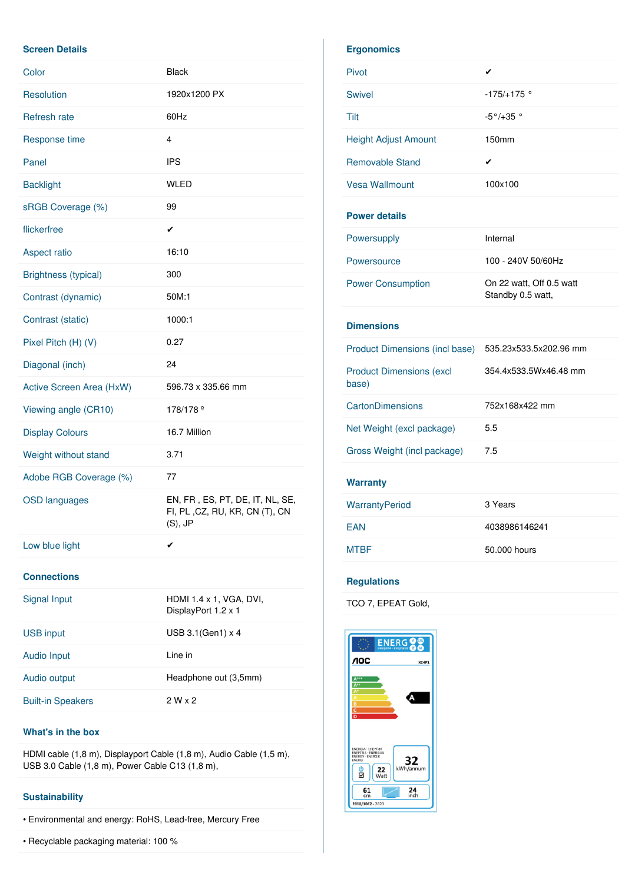## Screen Details

| | |
|---|---|
| Color | Black |
| Resolution | 1920x1200 PX |
| Refresh rate | 60Hz |
| Response time | 4 |
| Panel | IPS |
| Backlight | WLED |
| sRGB Coverage (%) | 99 |
| flickerfree | ✔ |
| Aspect ratio | 16:10 |
| Brightness (typical) | 300 |
| Contrast (dynamic) | 50M:1 |
| Contrast (static) | 1000:1 |
| Pixel Pitch (H) (V) | 0.27 |
| Diagonal (inch) | 24 |
| Active Screen Area (HxW) | 596.73 x 335.66 mm |
| Viewing angle (CR10) | 178/178 º |
| Display Colours | 16.7 Million |
| Weight without stand | 3.71 |
| Adobe RGB Coverage (%) | 77 |
| OSD languages | EN, FR , ES, PT, DE, IT, NL, SE, FI, PL ,CZ, RU, KR, CN (T), CN (S), JP |
| Low blue light | ✔ |

## Connections

| | |
|---|---|
| Signal Input | HDMI 1.4 x 1, VGA, DVI, DisplayPort 1.2 x 1 |
| USB input | USB 3.1(Gen1) x 4 |
| Audio Input | Line in |
| Audio output | Headphone out (3,5mm) |
| Built-in Speakers | 2 W x 2 |

## What's in the box

HDMI cable (1,8 m), Displayport Cable (1,8 m), Audio Cable (1,5 m), USB 3.0 Cable (1,8 m), Power Cable C13 (1,8 m),

## Sustainability

- Environmental and energy: RoHS, Lead-free, Mercury Free
- Recyclable packaging material: 100 %

## Ergonomics

| | |
|---|---|
| Pivot | ✔ |
| Swivel | -175/+175 ° |
| Tilt | -5°/+35 ° |
| Height Adjust Amount | 150mm |
| Removable Stand | ✔ |
| Vesa Wallmount | 100x100 |

## Power details

| | |
|---|---|
| Powersupply | Internal |
| Powersource | 100 - 240V 50/60Hz |
| Power Consumption | On 22 watt, Off 0.5 watt Standby 0.5 watt, |

## Dimensions

| | |
|---|---|
| Product Dimensions (incl base) | 535.23x533.5x202.96 mm |
| Product Dimensions (excl base) | 354.4x533.5Wx46.48 mm |
| CartonDimensions | 752x168x422 mm |
| Net Weight (excl package) | 5.5 |
| Gross Weight (incl package) | 7.5 |

## Warranty

| | |
|---|---|
| WarrantyPeriod | 3 Years |
| EAN | 4038986146241 |
| MTBF | 50.000 hours |

## Regulations

TCO 7, EPEAT Gold,

ENERG
AOC X24P1
A+++
A++
A+
A
B
C
D
A
32 kWh/annum
22 Watt
61 cm
24 inch
2010/1062 - 2020